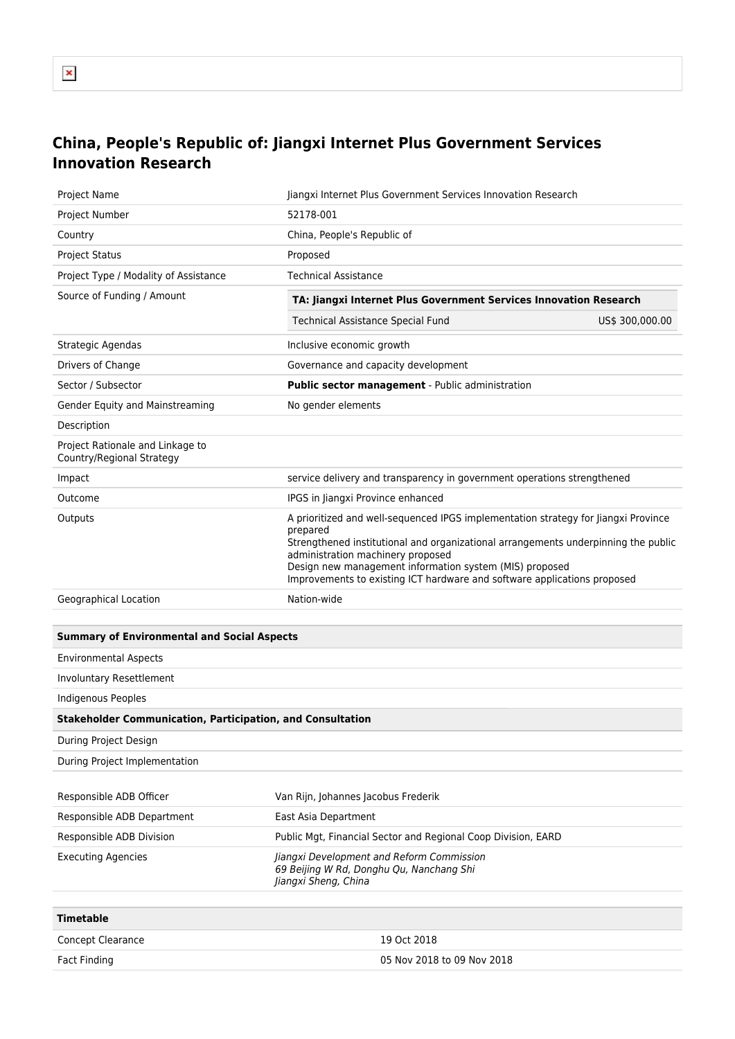# China, People's Republic of: Jiangxi Internet Plus Government Services Innovation Research

| | |
|---|---|
| Project Name | Jiangxi Internet Plus Government Services Innovation Research |
| Project Number | 52178-001 |
| Country | China, People's Republic of |
| Project Status | Proposed |
| Project Type / Modality of Assistance | Technical Assistance |
| Source of Funding / Amount | **TA: Jiangxi Internet Plus Government Services Innovation Research**<br>Technical Assistance Special Fund US$ 300,000.00 |
| Strategic Agendas | Inclusive economic growth |
| Drivers of Change | Governance and capacity development |
| Sector / Subsector | **Public sector management** - Public administration |
| Gender Equity and Mainstreaming | No gender elements |
| Description | |
| Project Rationale and Linkage to Country/Regional Strategy | |
| Impact | service delivery and transparency in government operations strengthened |
| Outcome | IPGS in Jiangxi Province enhanced |
| Outputs | A prioritized and well-sequenced IPGS implementation strategy for Jiangxi Province prepared<br>Strengthened institutional and organizational arrangements underpinning the public administration machinery proposed<br>Design new management information system (MIS) proposed<br>Improvements to existing ICT hardware and software applications proposed |
| Geographical Location | Nation-wide |

| **Summary of Environmental and Social Aspects** |
|---|
| Environmental Aspects |
| Involuntary Resettlement |
| Indigenous Peoples |
| **Stakeholder Communication, Participation, and Consultation** |
| During Project Design |
| During Project Implementation |

| | |
|---|---|
| Responsible ADB Officer | Van Rijn, Johannes Jacobus Frederik |
| Responsible ADB Department | East Asia Department |
| Responsible ADB Division | Public Mgt, Financial Sector and Regional Coop Division, EARD |
| Executing Agencies | *Jiangxi Development and Reform Commission*<br>*69 Beijing W Rd, Donghu Qu, Nanchang Shi*<br>*Jiangxi Sheng, China* |

| **Timetable** | |
|---|---|
| Concept Clearance | 19 Oct 2018 |
| Fact Finding | 05 Nov 2018 to 09 Nov 2018 |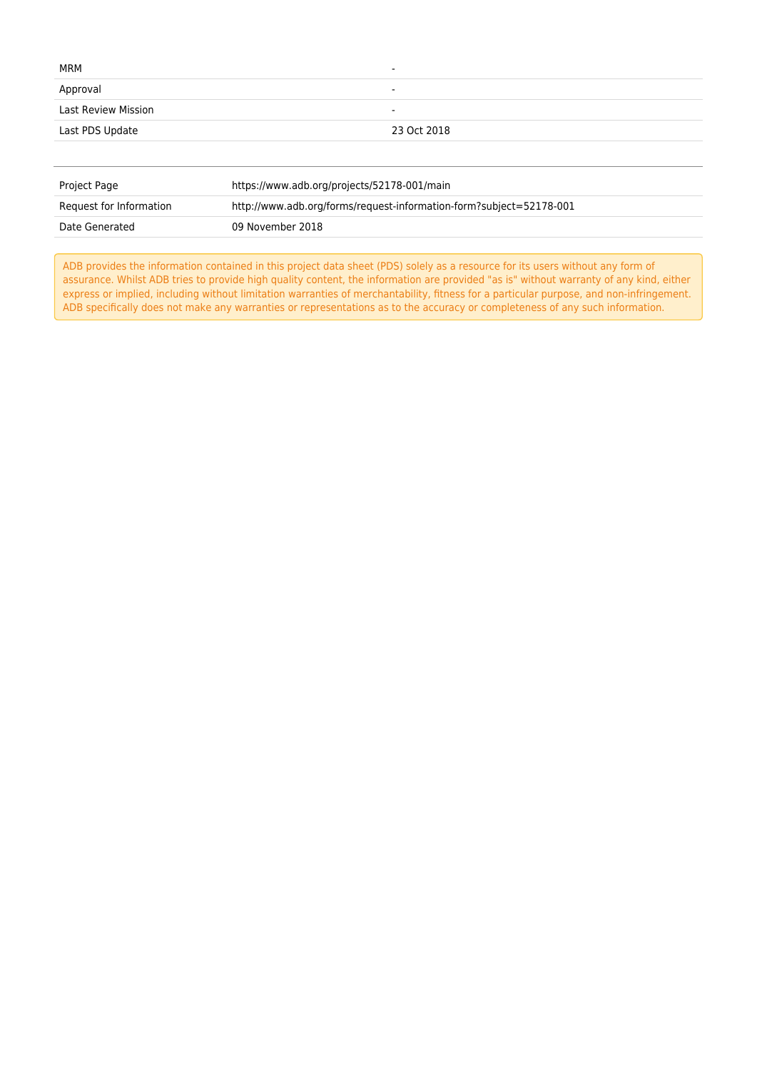| | |
|---|---|
| MRM | - |
| Approval | - |
| Last Review Mission | - |
| Last PDS Update | 23 Oct 2018 |

| | |
|---|---|
| Project Page | https://www.adb.org/projects/52178-001/main |
| Request for Information | http://www.adb.org/forms/request-information-form?subject=52178-001 |
| Date Generated | 09 November 2018 |

ADB provides the information contained in this project data sheet (PDS) solely as a resource for its users without any form of assurance. Whilst ADB tries to provide high quality content, the information are provided "as is" without warranty of any kind, either express or implied, including without limitation warranties of merchantability, fitness for a particular purpose, and non-infringement. ADB specifically does not make any warranties or representations as to the accuracy or completeness of any such information.